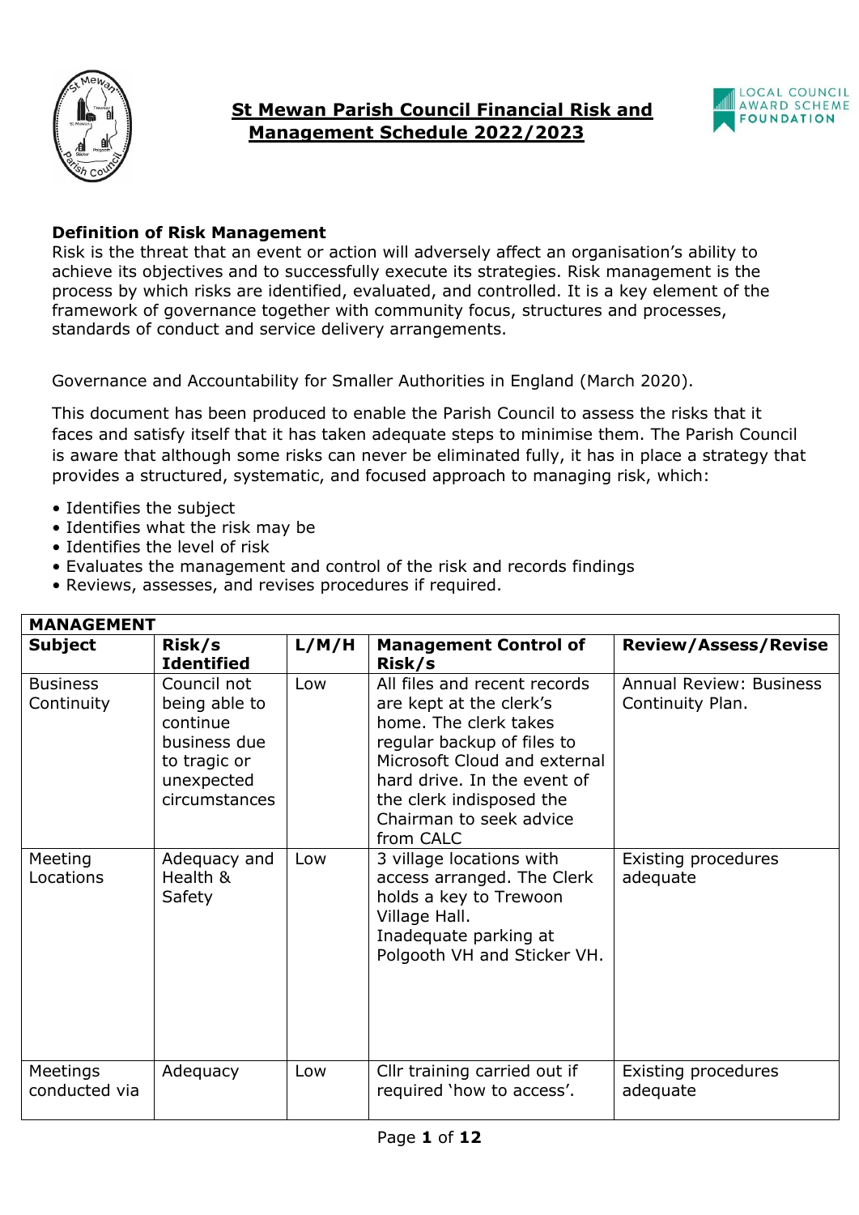# St Mewan Parish Council Financial Risk and Management Schedule 2022/2023

**Definition of Risk Management**
Risk is the threat that an event or action will adversely affect an organisation's ability to achieve its objectives and to successfully execute its strategies. Risk management is the process by which risks are identified, evaluated, and controlled. It is a key element of the framework of governance together with community focus, structures and processes, standards of conduct and service delivery arrangements.

Governance and Accountability for Smaller Authorities in England (March 2020).

This document has been produced to enable the Parish Council to assess the risks that it faces and satisfy itself that it has taken adequate steps to minimise them. The Parish Council is aware that although some risks can never be eliminated fully, it has in place a strategy that provides a structured, systematic, and focused approach to managing risk, which:

- Identifies the subject
- Identifies what the risk may be
- Identifies the level of risk
- Evaluates the management and control of the risk and records findings
- Reviews, assesses, and revises procedures if required.

| **MANAGEMENT** | | | | |
|---|---|---|---|---|
| **Subject** | **Risk/s Identified** | **L/M/H** | **Management Control of Risk/s** | **Review/Assess/Revise** |
| Business Continuity | Council not being able to continue business due to tragic or unexpected circumstances | Low | All files and recent records are kept at the clerk's home. The clerk takes regular backup of files to Microsoft Cloud and external hard drive. In the event of the clerk indisposed the Chairman to seek advice from CALC | Annual Review: Business Continuity Plan. |
| Meeting Locations | Adequacy and Health & Safety | Low | 3 village locations with access arranged. The Clerk holds a key to Trewoon Village Hall. Inadequate parking at Polgooth VH and Sticker VH. | Existing procedures adequate |
| Meetings conducted via | Adequacy | Low | Cllr training carried out if required 'how to access'. | Existing procedures adequate |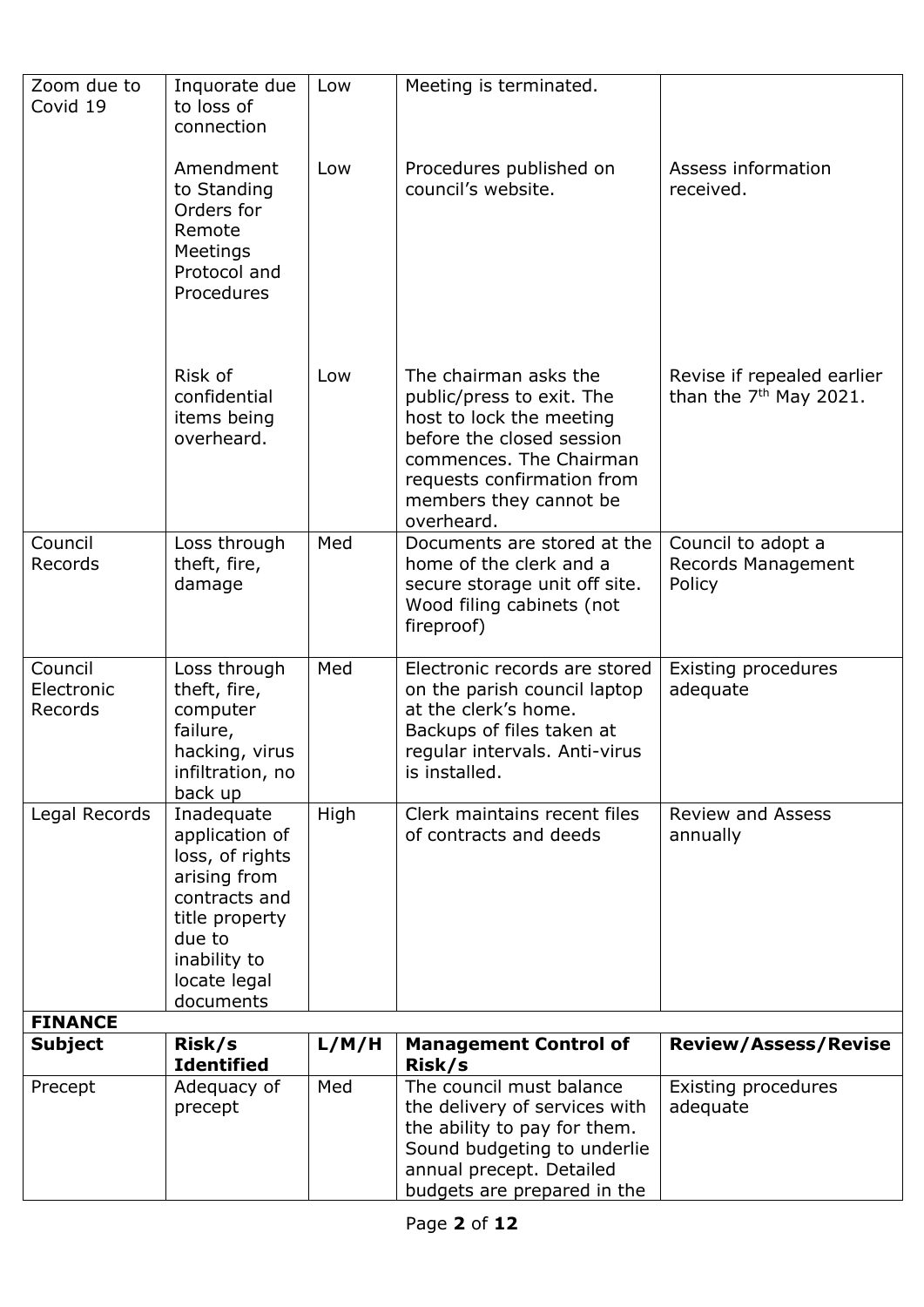| | | | | |
|---|---|---|---|---|
| Zoom due to Covid 19 | Inquorate due to loss of connection | Low | Meeting is terminated. | |
| | Amendment to Standing Orders for Remote Meetings Protocol and Procedures | Low | Procedures published on council's website. | Assess information received. |
| | Risk of confidential items being overheard. | Low | The chairman asks the public/press to exit. The host to lock the meeting before the closed session commences. The Chairman requests confirmation from members they cannot be overheard. | Revise if repealed earlier than the 7th May 2021. |
| Council Records | Loss through theft, fire, damage | Med | Documents are stored at the home of the clerk and a secure storage unit off site. Wood filing cabinets (not fireproof) | Council to adopt a Records Management Policy |
| Council Electronic Records | Loss through theft, fire, computer failure, hacking, virus infiltration, no back up | Med | Electronic records are stored on the parish council laptop at the clerk's home. Backups of files taken at regular intervals. Anti-virus is installed. | Existing procedures adequate |
| Legal Records | Inadequate application of loss, of rights arising from contracts and title property due to inability to locate legal documents | High | Clerk maintains recent files of contracts and deeds | Review and Assess annually |

**FINANCE**

| Subject | Risk/s Identified | L/M/H | Management Control of Risk/s | Review/Assess/Revise |
|---|---|---|---|---|
| Precept | Adequacy of precept | Med | The council must balance the delivery of services with the ability to pay for them. Sound budgeting to underlie annual precept. Detailed budgets are prepared in the | Existing procedures adequate |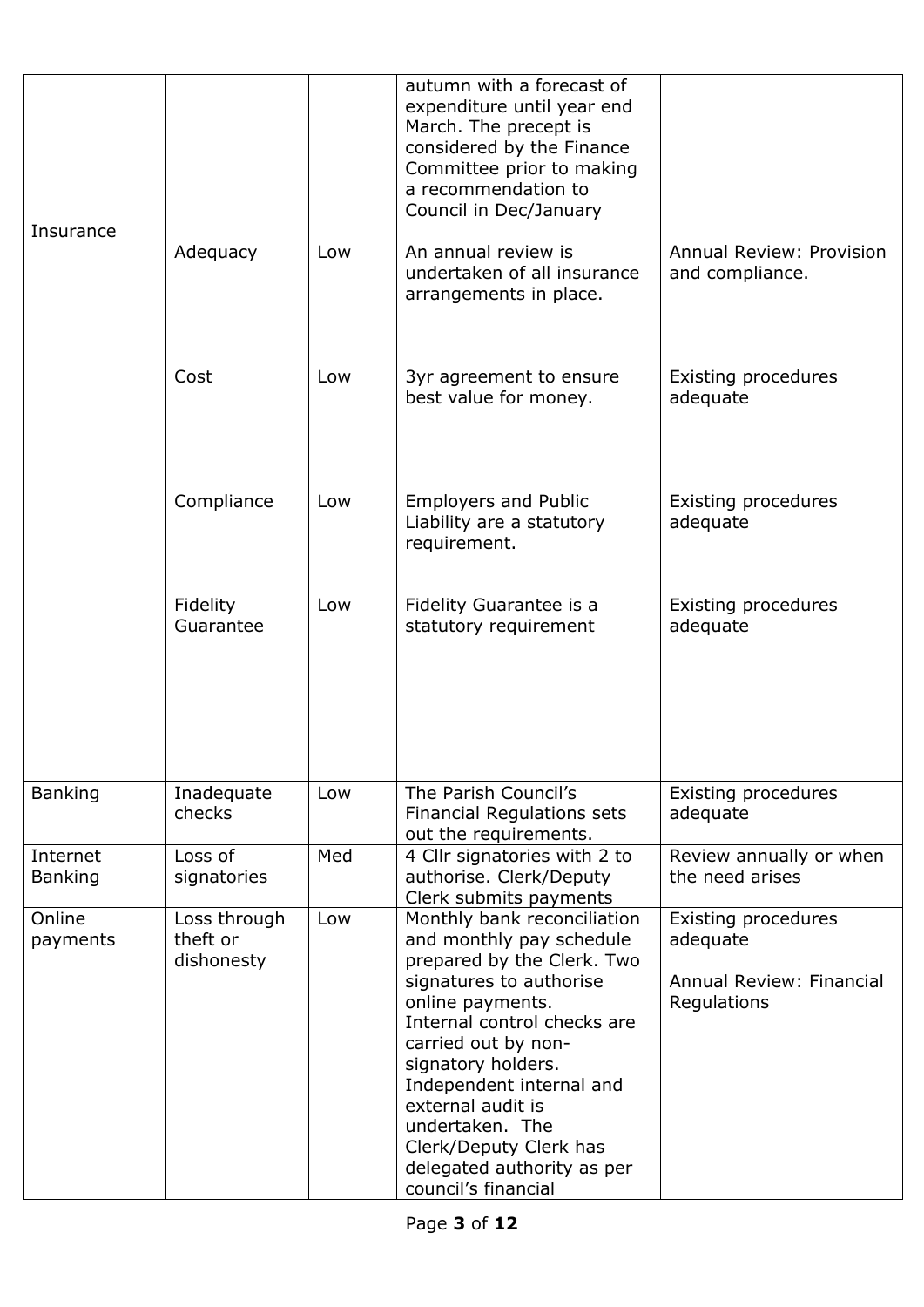| | | | | |
|---|---|---|---|---|
| | | | autumn with a forecast of expenditure until year end March. The precept is considered by the Finance Committee prior to making a recommendation to Council in Dec/January | |
| Insurance | Adequacy | Low | An annual review is undertaken of all insurance arrangements in place. | Annual Review: Provision and compliance. |
| | Cost | Low | 3yr agreement to ensure best value for money. | Existing procedures adequate |
| | Compliance | Low | Employers and Public Liability are a statutory requirement. | Existing procedures adequate |
| | Fidelity Guarantee | Low | Fidelity Guarantee is a statutory requirement | Existing procedures adequate |
| Banking | Inadequate checks | Low | The Parish Council's Financial Regulations sets out the requirements. | Existing procedures adequate |
| Internet Banking | Loss of signatories | Med | 4 Cllr signatories with 2 to authorise. Clerk/Deputy Clerk submits payments | Review annually or when the need arises |
| Online payments | Loss through theft or dishonesty | Low | Monthly bank reconciliation and monthly pay schedule prepared by the Clerk. Two signatures to authorise online payments. Internal control checks are carried out by non-signatory holders. Independent internal and external audit is undertaken. The Clerk/Deputy Clerk has delegated authority as per council's financial | Existing procedures adequate<br><br>Annual Review: Financial Regulations |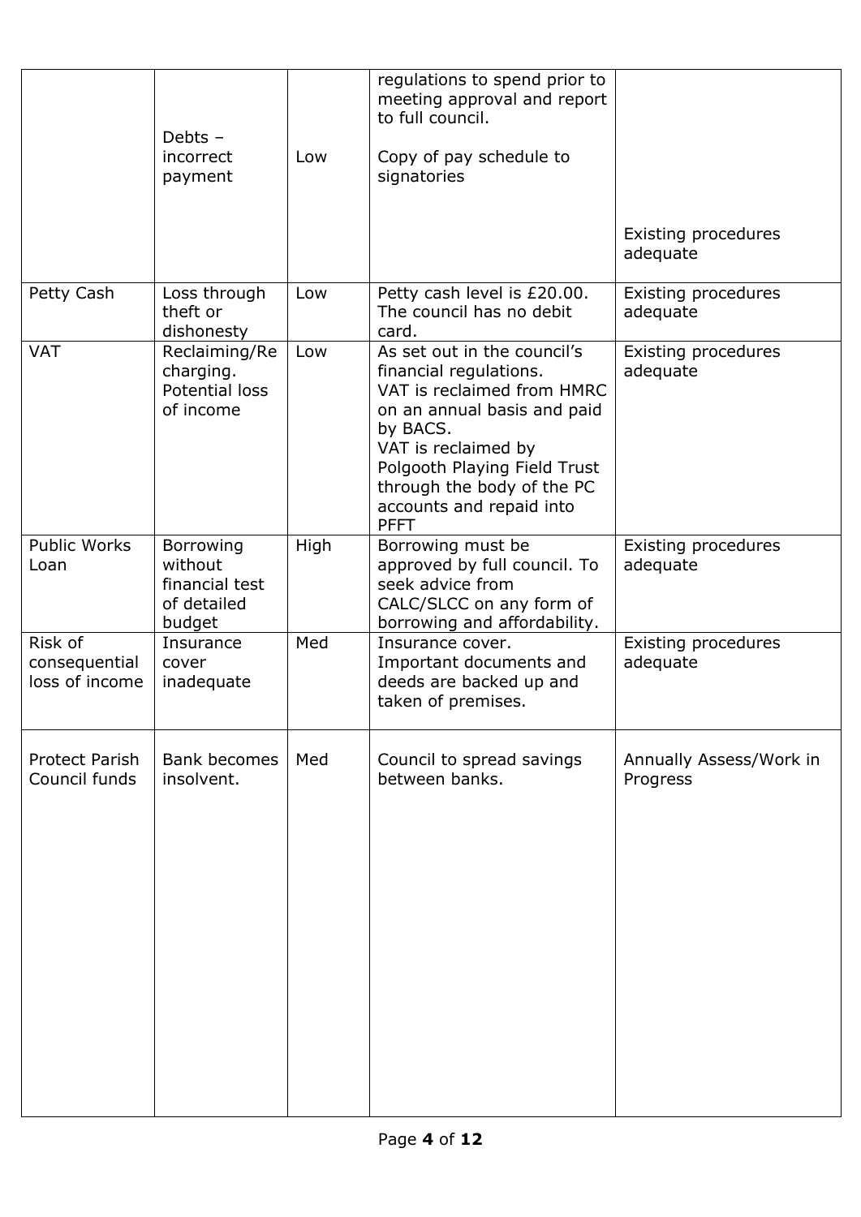| | | | | |
|---|---|---|---|---|
| | Debts – incorrect payment | Low | regulations to spend prior to meeting approval and report to full council.<br><br>Copy of pay schedule to signatories | Existing procedures adequate |
| Petty Cash | Loss through theft or dishonesty | Low | Petty cash level is £20.00. The council has no debit card. | Existing procedures adequate |
| VAT | Reclaiming/Re charging. Potential loss of income | Low | As set out in the council's financial regulations.<br>VAT is reclaimed from HMRC on an annual basis and paid by BACS.<br>VAT is reclaimed by Polgooth Playing Field Trust through the body of the PC accounts and repaid into PFFT | Existing procedures adequate |
| Public Works Loan | Borrowing without financial test of detailed budget | High | Borrowing must be approved by full council. To seek advice from CALC/SLCC on any form of borrowing and affordability. | Existing procedures adequate |
| Risk of consequential loss of income | Insurance cover inadequate | Med | Insurance cover.<br>Important documents and deeds are backed up and taken of premises. | Existing procedures adequate |
| Protect Parish Council funds | Bank becomes insolvent. | Med | Council to spread savings between banks. | Annually Assess/Work in Progress |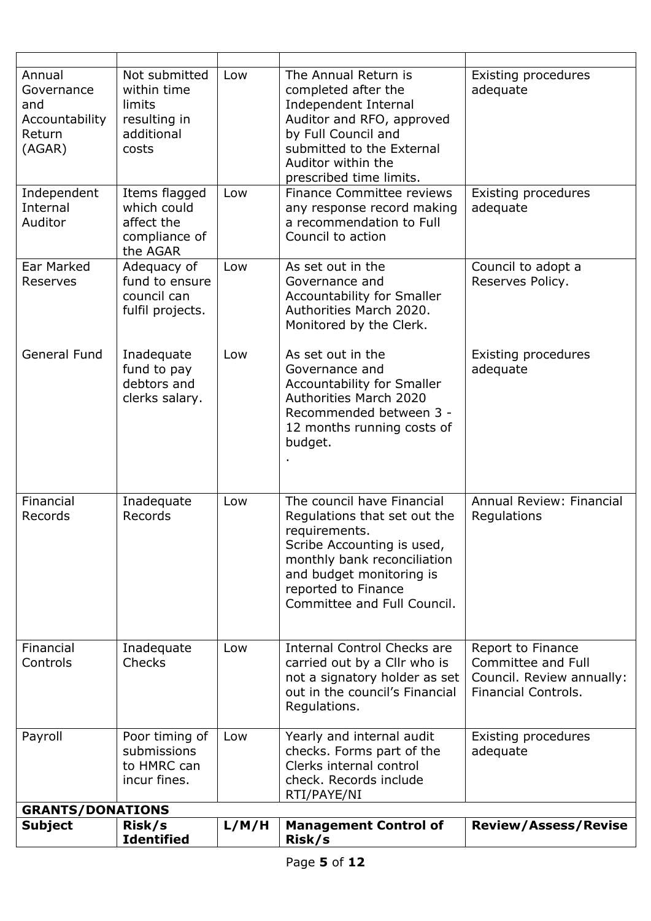| | | | | |
|---|---|---|---|---|
| Annual Governance and Accountability Return (AGAR) | Not submitted within time limits resulting in additional costs | Low | The Annual Return is completed after the Independent Internal Auditor and RFO, approved by Full Council and submitted to the External Auditor within the prescribed time limits. | Existing procedures adequate |
| Independent Internal Auditor | Items flagged which could affect the compliance of the AGAR | Low | Finance Committee reviews any response record making a recommendation to Full Council to action | Existing procedures adequate |
| Ear Marked Reserves | Adequacy of fund to ensure council can fulfil projects. | Low | As set out in the Governance and Accountability for Smaller Authorities March 2020. Monitored by the Clerk. | Council to adopt a Reserves Policy. |
| General Fund | Inadequate fund to pay debtors and clerks salary. | Low | As set out in the Governance and Accountability for Smaller Authorities March 2020 Recommended between 3 - 12 months running costs of budget. . | Existing procedures adequate |
| Financial Records | Inadequate Records | Low | The council have Financial Regulations that set out the requirements. Scribe Accounting is used, monthly bank reconciliation and budget monitoring is reported to Finance Committee and Full Council. | Annual Review: Financial Regulations |
| Financial Controls | Inadequate Checks | Low | Internal Control Checks are carried out by a Cllr who is not a signatory holder as set out in the council's Financial Regulations. | Report to Finance Committee and Full Council. Review annually: Financial Controls. |
| Payroll | Poor timing of submissions to HMRC can incur fines. | Low | Yearly and internal audit checks. Forms part of the Clerks internal control check. Records include RTI/PAYE/NI | Existing procedures adequate |
| **GRANTS/DONATIONS** | | | | |
| **Subject** | **Risk/s Identified** | **L/M/H** | **Management Control of Risk/s** | **Review/Assess/Revise** |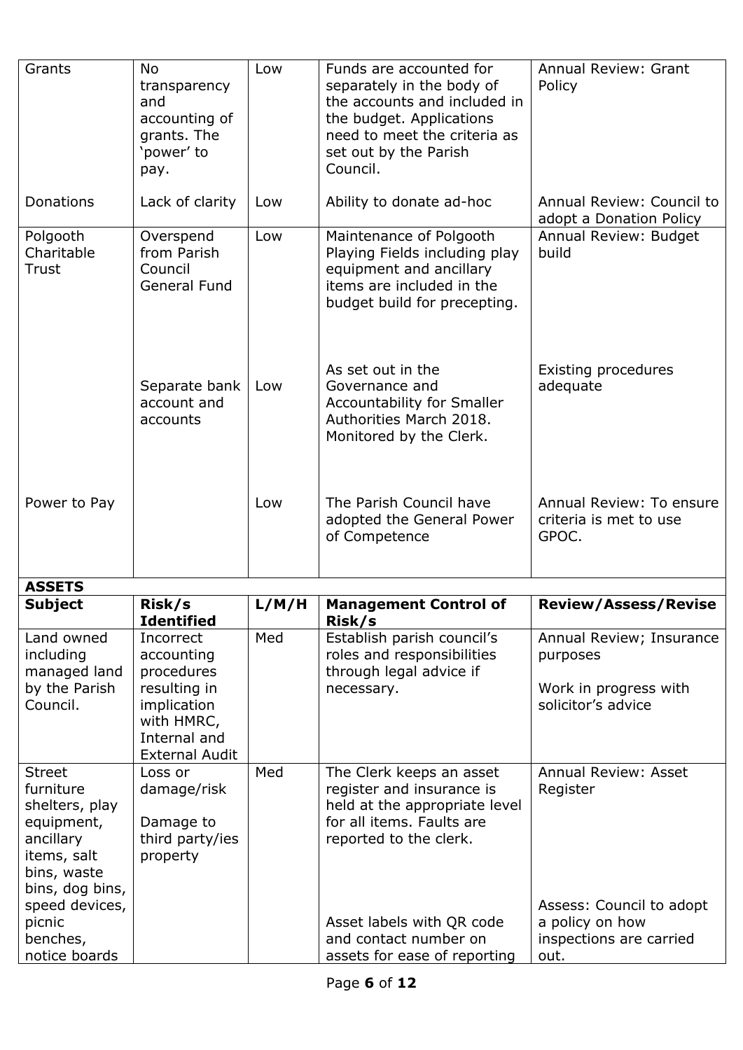| Grants | No transparency and accounting of grants. The 'power' to pay. | Low | Funds are accounted for separately in the body of the accounts and included in the budget. Applications need to meet the criteria as set out by the Parish Council. | Annual Review: Grant Policy |
|---|---|---|---|---|
| Donations | Lack of clarity | Low | Ability to donate ad-hoc | Annual Review: Council to adopt a Donation Policy |
| Polgooth Charitable Trust | Overspend from Parish Council General Fund | Low | Maintenance of Polgooth Playing Fields including play equipment and ancillary items are included in the budget build for precepting. | Annual Review: Budget build |
| | Separate bank account and accounts | Low | As set out in the Governance and Accountability for Smaller Authorities March 2018. Monitored by the Clerk. | Existing procedures adequate |
| Power to Pay | | Low | The Parish Council have adopted the General Power of Competence | Annual Review: To ensure criteria is met to use GPOC. |
| **ASSETS** | | | | |
| **Subject** | **Risk/s Identified** | **L/M/H** | **Management Control of Risk/s** | **Review/Assess/Revise** |
| Land owned including managed land by the Parish Council. | Incorrect accounting procedures resulting in implication with HMRC, Internal and External Audit | Med | Establish parish council's roles and responsibilities through legal advice if necessary. | Annual Review; Insurance purposes<br><br>Work in progress with solicitor's advice |
| Street furniture shelters, play equipment, ancillary items, salt bins, waste bins, dog bins, speed devices, picnic benches, notice boards | Loss or damage/risk<br><br>Damage to third party/ies property | Med | The Clerk keeps an asset register and insurance is held at the appropriate level for all items. Faults are reported to the clerk.<br><br>Asset labels with QR code and contact number on assets for ease of reporting | Annual Review: Asset Register<br><br>Assess: Council to adopt a policy on how inspections are carried out. |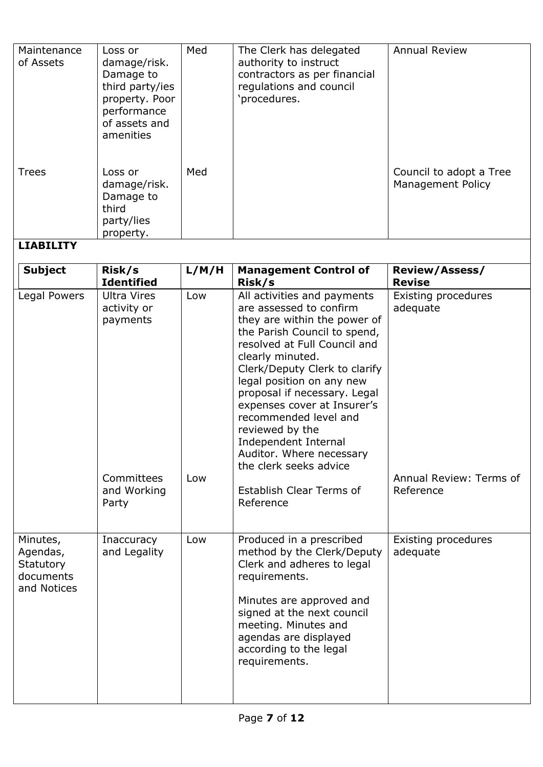| Maintenance of Assets | Loss or damage/risk. Damage to third party/ies property. Poor performance of assets and amenities | Med | The Clerk has delegated authority to instruct contractors as per financial regulations and council 'procedures. | Annual Review |
|---|---|---|---|---|
| Trees | Loss or damage/risk. Damage to third party/lies property. | Med | | Council to adopt a Tree Management Policy |

**LIABILITY**

| Subject | Risk/s Identified | L/M/H | Management Control of Risk/s | Review/Assess/ Revise |
|---|---|---|---|---|
| Legal Powers | Ultra Vires activity or payments | Low | All activities and payments are assessed to confirm they are within the power of the Parish Council to spend, resolved at Full Council and clearly minuted. Clerk/Deputy Clerk to clarify legal position on any new proposal if necessary. Legal expenses cover at Insurer's recommended level and reviewed by the Independent Internal Auditor. Where necessary the clerk seeks advice | Existing procedures adequate |
| | Committees and Working Party | Low | Establish Clear Terms of Reference | Annual Review: Terms of Reference |
| Minutes, Agendas, Statutory documents and Notices | Inaccuracy and Legality | Low | Produced in a prescribed method by the Clerk/Deputy Clerk and adheres to legal requirements. Minutes are approved and signed at the next council meeting. Minutes and agendas are displayed according to the legal requirements. | Existing procedures adequate |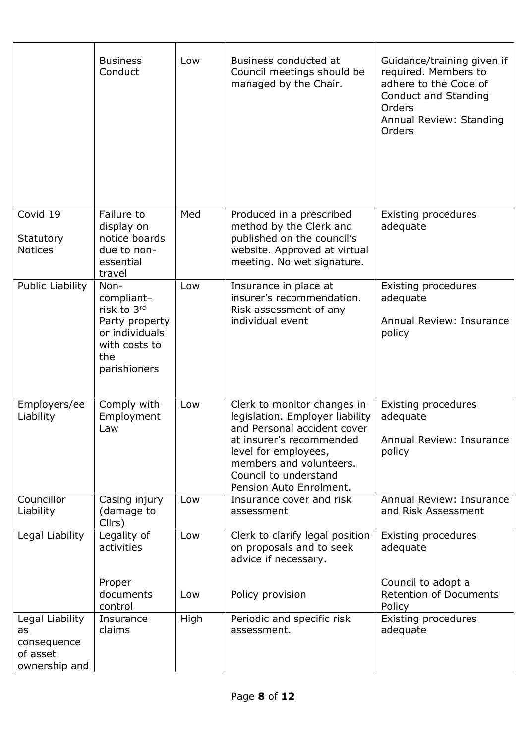| | | | | |
|---|---|---|---|---|
| | Business Conduct | Low | Business conducted at Council meetings should be managed by the Chair. | Guidance/training given if required. Members to adhere to the Code of Conduct and Standing Orders<br>Annual Review: Standing Orders |
| Covid 19<br><br>Statutory Notices | Failure to display on notice boards due to non-essential travel | Med | Produced in a prescribed method by the Clerk and published on the council's website. Approved at virtual meeting. No wet signature. | Existing procedures adequate |
| Public Liability | Non-compliant– risk to 3rd Party property or individuals with costs to the parishioners | Low | Insurance in place at insurer's recommendation. Risk assessment of any individual event | Existing procedures adequate<br><br>Annual Review: Insurance policy |
| Employers/ee Liability | Comply with Employment Law | Low | Clerk to monitor changes in legislation. Employer liability and Personal accident cover at insurer's recommended level for employees, members and volunteers. Council to understand Pension Auto Enrolment. | Existing procedures adequate<br><br>Annual Review: Insurance policy |
| Councillor Liability | Casing injury (damage to Cllrs) | Low | Insurance cover and risk assessment | Annual Review: Insurance and Risk Assessment |
| Legal Liability | Legality of activities<br><br>Proper documents control | Low<br><br>Low | Clerk to clarify legal position on proposals and to seek advice if necessary.<br><br>Policy provision | Existing procedures adequate<br><br>Council to adopt a Retention of Documents Policy |
| Legal Liability as consequence of asset ownership and | Insurance claims | High | Periodic and specific risk assessment. | Existing procedures adequate |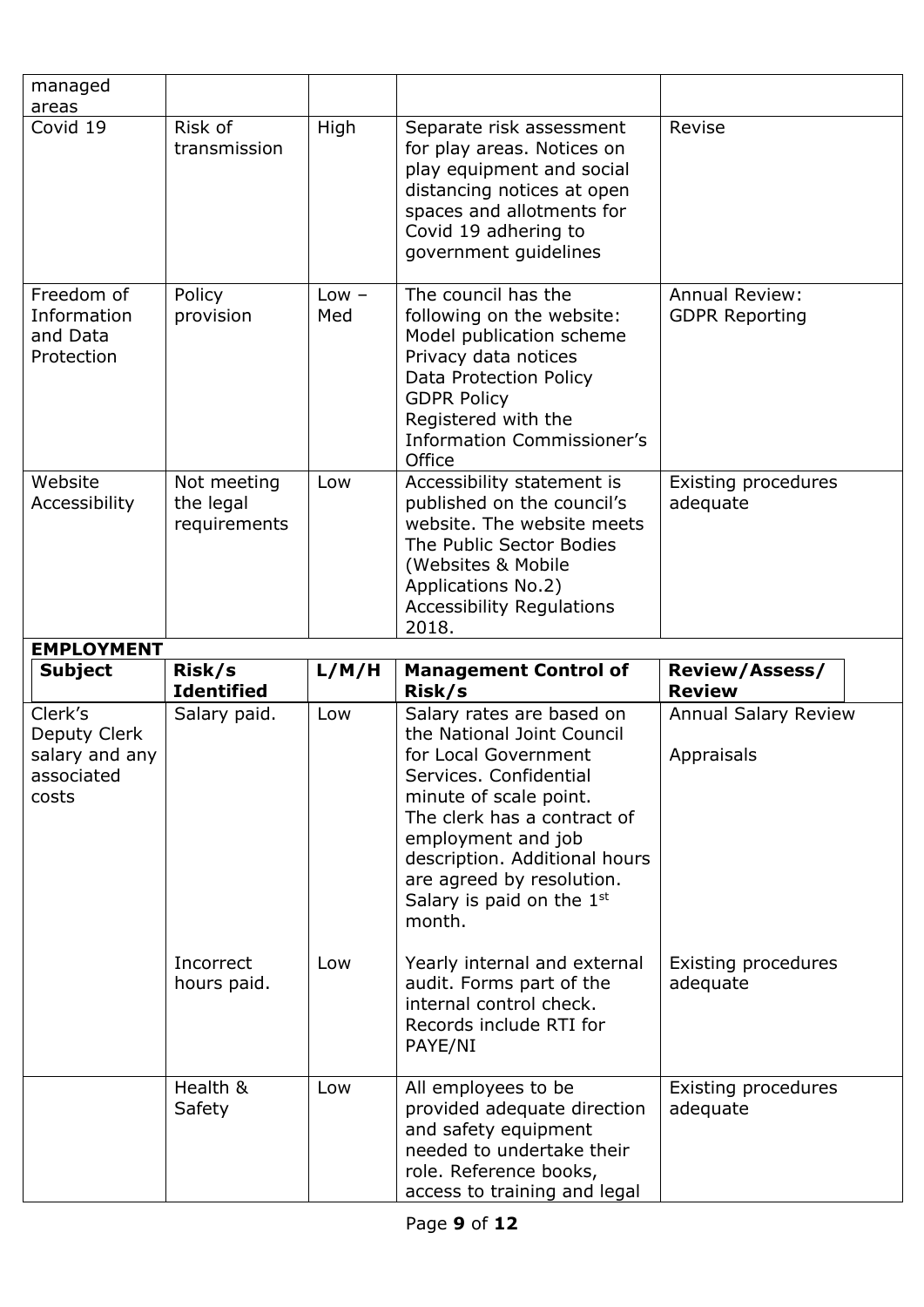| | | | | |
|---|---|---|---|---|
| managed areas | | | | |
| Covid 19 | Risk of transmission | High | Separate risk assessment for play areas. Notices on play equipment and social distancing notices at open spaces and allotments for Covid 19 adhering to government guidelines | Revise |
| Freedom of Information and Data Protection | Policy provision | Low – Med | The council has the following on the website:<br>Model publication scheme<br>Privacy data notices<br>Data Protection Policy<br>GDPR Policy<br>Registered with the Information Commissioner's Office | Annual Review:<br>GDPR Reporting |
| Website Accessibility | Not meeting the legal requirements | Low | Accessibility statement is published on the council's website. The website meets The Public Sector Bodies (Websites & Mobile Applications No.2) Accessibility Regulations 2018. | Existing procedures adequate |

**EMPLOYMENT**

| Subject | Risk/s Identified | L/M/H | Management Control of Risk/s | Review/Assess/ Review |
|---|---|---|---|---|
| Clerk's Deputy Clerk salary and any associated costs | Salary paid. | Low | Salary rates are based on the National Joint Council for Local Government Services. Confidential minute of scale point.<br>The clerk has a contract of employment and job description. Additional hours are agreed by resolution.<br>Salary is paid on the 1st month. | Annual Salary Review<br><br>Appraisals |
| | Incorrect hours paid. | Low | Yearly internal and external audit. Forms part of the internal control check. Records include RTI for PAYE/NI | Existing procedures adequate |
| | Health & Safety | Low | All employees to be provided adequate direction and safety equipment needed to undertake their role. Reference books, access to training and legal | Existing procedures adequate |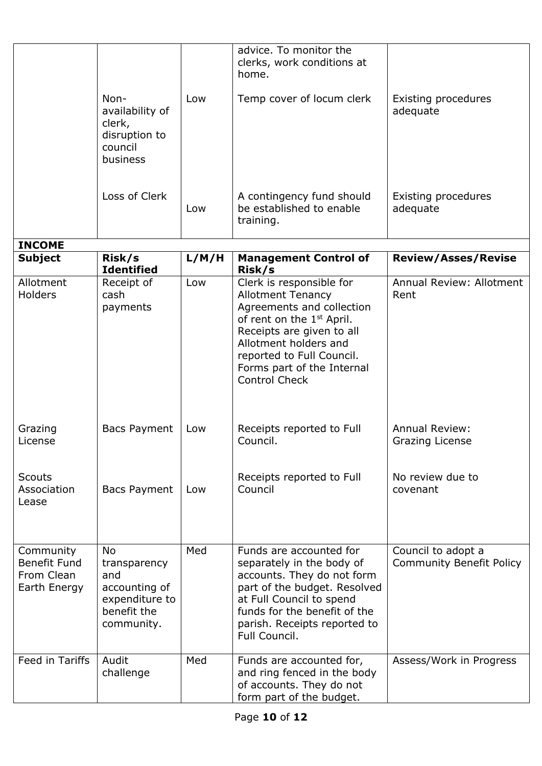| | | | | |
|---|---|---|---|---|
| | | | advice. To monitor the clerks, work conditions at home. | |
| | Non-availability of clerk, disruption to council business | Low | Temp cover of locum clerk | Existing procedures adequate |
| | Loss of Clerk | Low | A contingency fund should be established to enable training. | Existing procedures adequate |

**INCOME**

| **Subject** | **Risk/s Identified** | **L/M/H** | **Management Control of Risk/s** | **Review/Asses/Revise** |
|---|---|---|---|---|
| Allotment Holders | Receipt of cash payments | Low | Clerk is responsible for Allotment Tenancy Agreements and collection of rent on the 1st April. Receipts are given to all Allotment holders and reported to Full Council. Forms part of the Internal Control Check | Annual Review: Allotment Rent |
| Grazing License | Bacs Payment | Low | Receipts reported to Full Council. | Annual Review: Grazing License |
| Scouts Association Lease | Bacs Payment | Low | Receipts reported to Full Council | No review due to covenant |
| Community Benefit Fund From Clean Earth Energy | No transparency and accounting of expenditure to benefit the community. | Med | Funds are accounted for separately in the body of accounts. They do not form part of the budget. Resolved at Full Council to spend funds for the benefit of the parish. Receipts reported to Full Council. | Council to adopt a Community Benefit Policy |
| Feed in Tariffs | Audit challenge | Med | Funds are accounted for, and ring fenced in the body of accounts. They do not form part of the budget. | Assess/Work in Progress |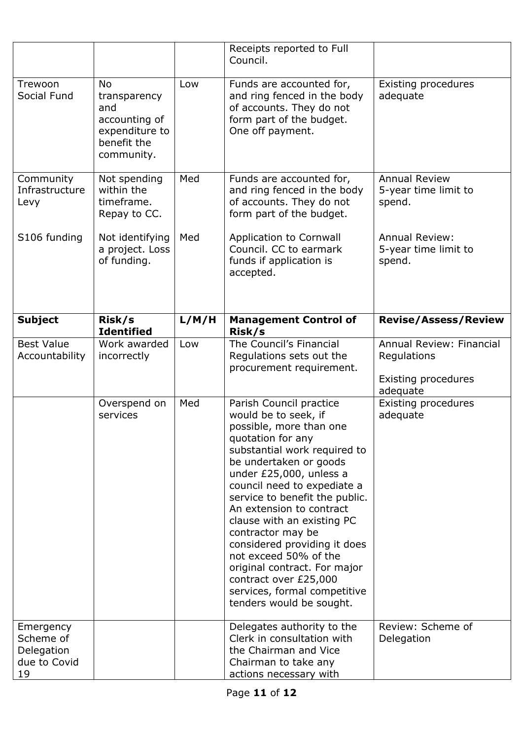| | | | Receipts reported to Full Council. | |
|---|---|---|---|---|
| Trewoon Social Fund | No transparency and accounting of expenditure to benefit the community. | Low | Funds are accounted for, and ring fenced in the body of accounts. They do not form part of the budget. One off payment. | Existing procedures adequate |
| Community Infrastructure Levy | Not spending within the timeframe. Repay to CC. | Med | Funds are accounted for, and ring fenced in the body of accounts. They do not form part of the budget. | Annual Review 5-year time limit to spend. |
| S106 funding | Not identifying a project. Loss of funding. | Med | Application to Cornwall Council. CC to earmark funds if application is accepted. | Annual Review: 5-year time limit to spend. |
| **Subject** | **Risk/s Identified** | **L/M/H** | **Management Control of Risk/s** | **Revise/Assess/Review** |
| Best Value Accountability | Work awarded incorrectly | Low | The Council's Financial Regulations sets out the procurement requirement. | Annual Review: Financial Regulations<br><br>Existing procedures adequate |
| | Overspend on services | Med | Parish Council practice would be to seek, if possible, more than one quotation for any substantial work required to be undertaken or goods under £25,000, unless a council need to expediate a service to benefit the public. An extension to contract clause with an existing PC contractor may be considered providing it does not exceed 50% of the original contract. For major contract over £25,000 services, formal competitive tenders would be sought. | Existing procedures adequate |
| Emergency Scheme of Delegation due to Covid 19 | | | Delegates authority to the Clerk in consultation with the Chairman and Vice Chairman to take any actions necessary with | Review: Scheme of Delegation |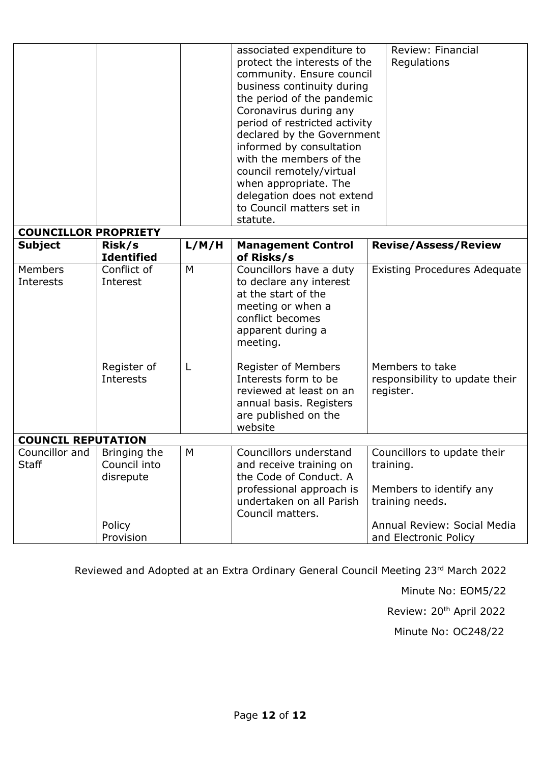| Subject | Risk/s Identified | L/M/H | Management Control of Risks/s | Revise/Assess/Review |
|---|---|---|---|---|
| | | | associated expenditure to protect the interests of the community. Ensure council business continuity during the period of the pandemic Coronavirus during any period of restricted activity declared by the Government informed by consultation with the members of the council remotely/virtual when appropriate. The delegation does not extend to Council matters set in statute. | Review: Financial Regulations |
| **COUNCILLOR PROPRIETY** | | | | |
| **Subject** | **Risk/s Identified** | **L/M/H** | **Management Control of Risks/s** | **Revise/Assess/Review** |
| Members Interests | Conflict of Interest | M | Councillors have a duty to declare any interest at the start of the meeting or when a conflict becomes apparent during a meeting. | Existing Procedures Adequate |
| | Register of Interests | L | Register of Members Interests form to be reviewed at least on an annual basis. Registers are published on the website | Members to take responsibility to update their register. |
| **COUNCIL REPUTATION** | | | | |
| Councillor and Staff | Bringing the Council into disrepute | M | Councillors understand and receive training on the Code of Conduct. A professional approach is undertaken on all Parish Council matters. | Councillors to update their training. Members to identify any training needs. |
| | Policy Provision | | | Annual Review: Social Media and Electronic Policy |

Reviewed and Adopted at an Extra Ordinary General Council Meeting 23rd March 2022

Minute No: EOM5/22

Review: 20th April 2022

Minute No: OC248/22